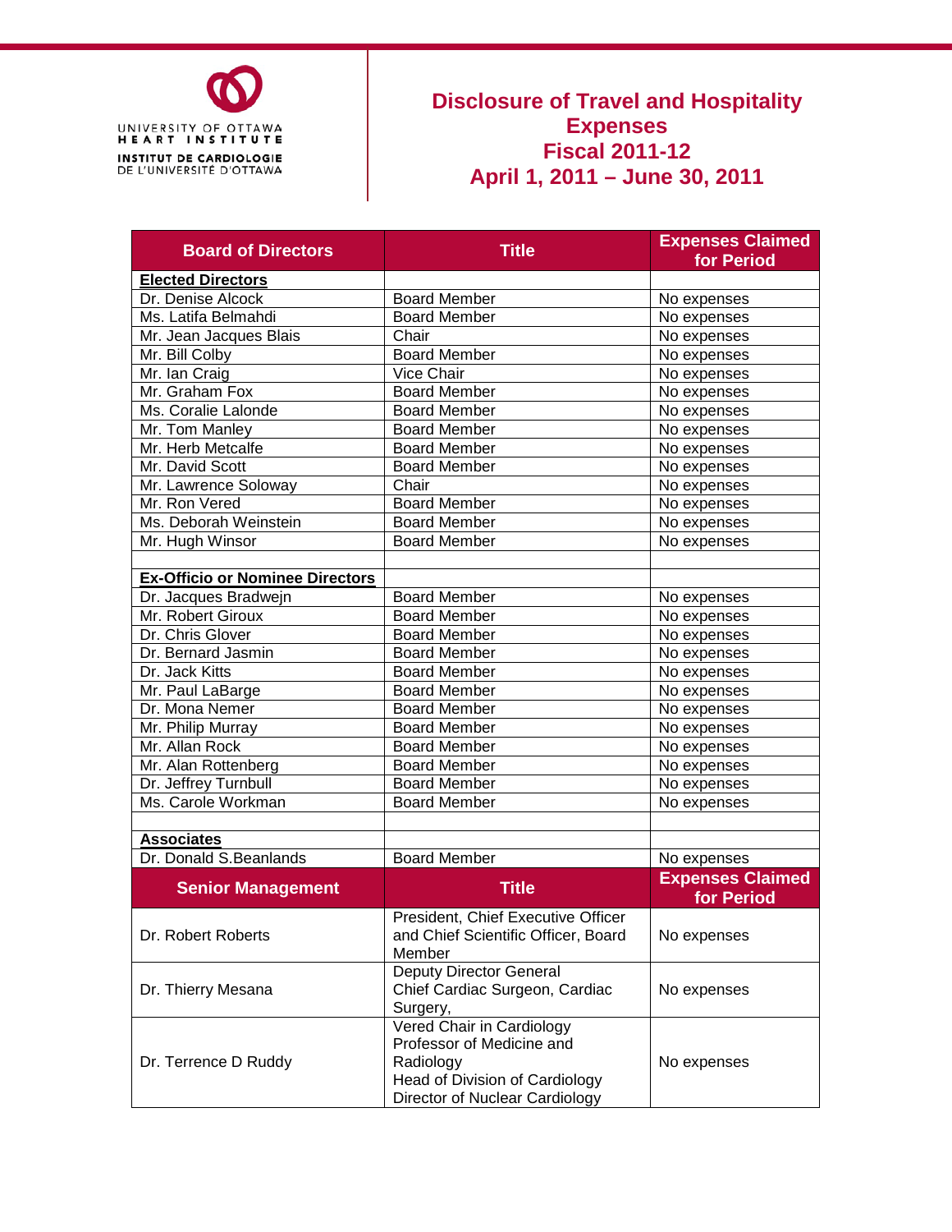UNIVERSITY OF OTTAWA HEART INSTITUTE

INSTITUT DE CARDIOLOGIE DE L'UNIVERSITÉ D'OTTAWA

# Disclosure of Travel and Hospitality Expenses
# Fiscal 2011-12
# April 1, 2011 – June 30, 2011

| Board of Directors | Title | Expenses Claimed for Period |
|---|---|---|
| **Elected Directors** | | |
| Dr. Denise Alcock | Board Member | No expenses |
| Ms. Latifa Belmahdi | Board Member | No expenses |
| Mr. Jean Jacques Blais | Chair | No expenses |
| Mr. Bill Colby | Board Member | No expenses |
| Mr. Ian Craig | Vice Chair | No expenses |
| Mr. Graham Fox | Board Member | No expenses |
| Ms. Coralie Lalonde | Board Member | No expenses |
| Mr. Tom Manley | Board Member | No expenses |
| Mr. Herb Metcalfe | Board Member | No expenses |
| Mr. David Scott | Board Member | No expenses |
| Mr. Lawrence Soloway | Chair | No expenses |
| Mr. Ron Vered | Board Member | No expenses |
| Ms. Deborah Weinstein | Board Member | No expenses |
| Mr. Hugh Winsor | Board Member | No expenses |
| | | |
| **Ex-Officio or Nominee Directors** | | |
| Dr. Jacques Bradwejn | Board Member | No expenses |
| Mr. Robert Giroux | Board Member | No expenses |
| Dr. Chris Glover | Board Member | No expenses |
| Dr. Bernard Jasmin | Board Member | No expenses |
| Dr. Jack Kitts | Board Member | No expenses |
| Mr. Paul LaBarge | Board Member | No expenses |
| Dr. Mona Nemer | Board Member | No expenses |
| Mr. Philip Murray | Board Member | No expenses |
| Mr. Allan Rock | Board Member | No expenses |
| Mr. Alan Rottenberg | Board Member | No expenses |
| Dr. Jeffrey Turnbull | Board Member | No expenses |
| Ms. Carole Workman | Board Member | No expenses |
| | | |
| **Associates** | | |
| Dr. Donald S.Beanlands | Board Member | No expenses |

| Senior Management | Title | Expenses Claimed for Period |
|---|---|---|
| Dr. Robert Roberts | President, Chief Executive Officer and Chief Scientific Officer, Board Member | No expenses |
| Dr. Thierry Mesana | Deputy Director General Chief Cardiac Surgeon, Cardiac Surgery, | No expenses |
| Dr. Terrence D Ruddy | Vered Chair in Cardiology Professor of Medicine and Radiology Head of Division of Cardiology Director of Nuclear Cardiology | No expenses |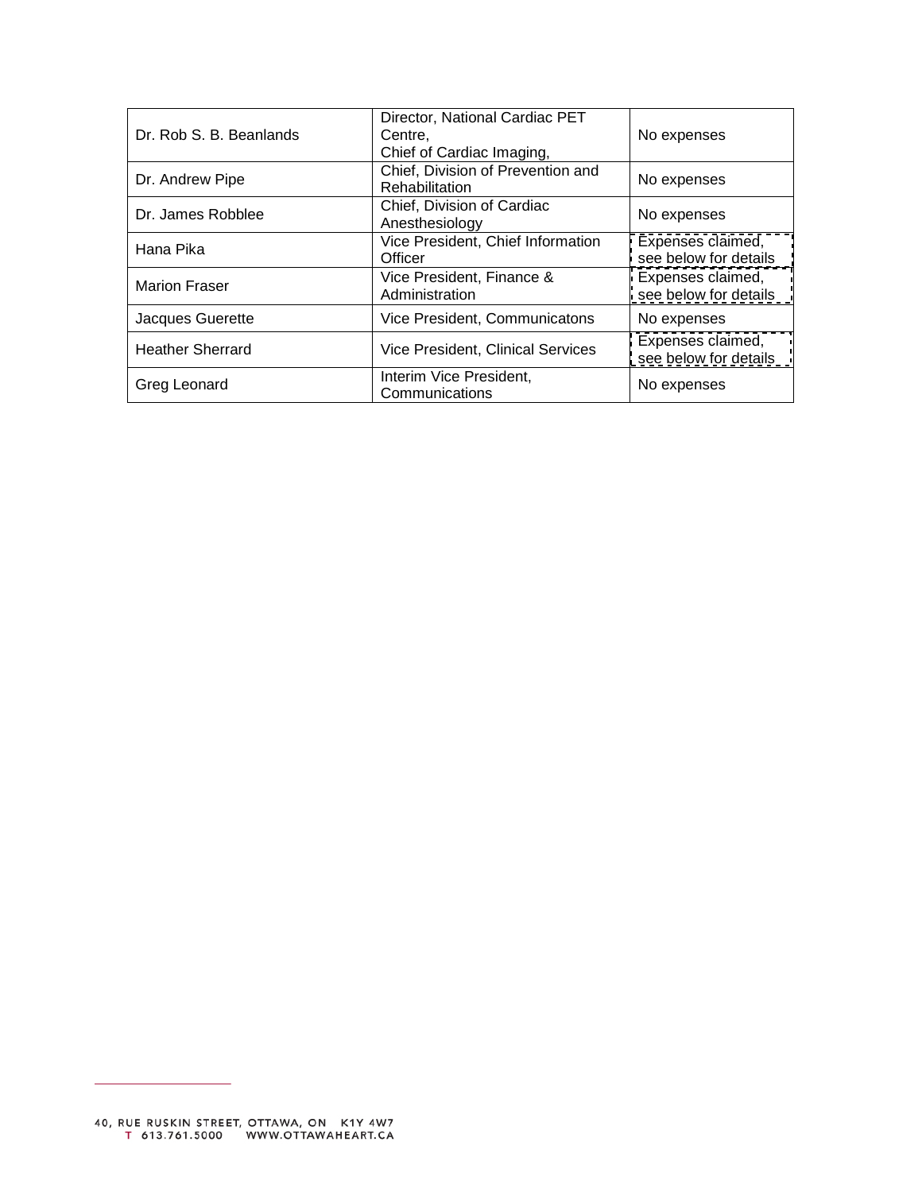| | | |
|---|---|---|
| Dr. Rob S. B. Beanlands | Director, National Cardiac PET Centre, Chief of Cardiac Imaging, | No expenses |
| Dr. Andrew Pipe | Chief, Division of Prevention and Rehabilitation | No expenses |
| Dr. James Robblee | Chief, Division of Cardiac Anesthesiology | No expenses |
| Hana Pika | Vice President, Chief Information Officer | Expenses claimed, see below for details |
| Marion Fraser | Vice President, Finance & Administration | Expenses claimed, see below for details |
| Jacques Guerette | Vice President, Communicatons | No expenses |
| Heather Sherrard | Vice President, Clinical Services | Expenses claimed, see below for details |
| Greg Leonard | Interim Vice President, Communications | No expenses |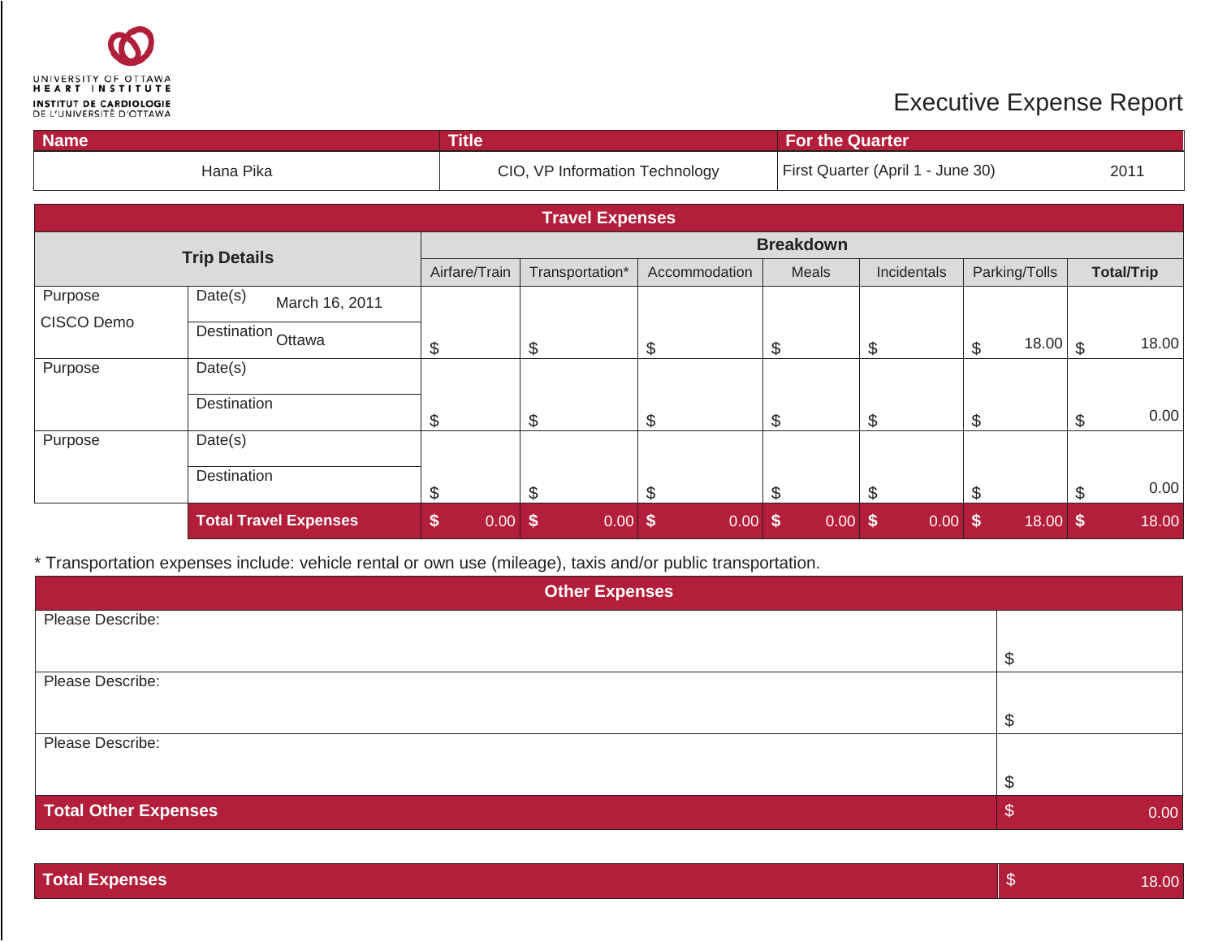UNIVERSITY OF OTTAWA HEART INSTITUTE
INSTITUT DE CARDIOLOGIE DE L'UNIVERSITÉ D'OTTAWA

# Executive Expense Report

| Name | Title | For the Quarter |
|---|---|---|
| Hana Pika | CIO, VP Information Technology | First Quarter (April 1 - June 30) 2011 |

## Travel Expenses

| Trip Details | | Breakdown | | | | | | |
|---|---|---|---|---|---|---|---|---|
| | | Airfare/Train | Transportation* | Accommodation | Meals | Incidentals | Parking/Tolls | **Total/Trip** |
| Purpose CISCO Demo | Date(s) March 16, 2011 / Destination Ottawa | $ | $ | $ | $ | $ | $ 18.00 | $ 18.00 |
| Purpose | Date(s) / Destination | $ | $ | $ | $ | $ | $ | $ 0.00 |
| Purpose | Date(s) / Destination | $ | $ | $ | $ | $ | $ | $ 0.00 |
| | **Total Travel Expenses** | **$** 0.00 | **$** 0.00 | **$** 0.00 | **$** 0.00 | **$** 0.00 | **$** 18.00 | **$** 18.00 |

* Transportation expenses include: vehicle rental or own use (mileage), taxis and/or public transportation.

## Other Expenses

| Description | Amount |
|---|---|
| Please Describe: | $ |
| Please Describe: | $ |
| Please Describe: | $ |
| **Total Other Expenses** | $ 0.00 |

| **Total Expenses** | $ 18.00 |
|---|---|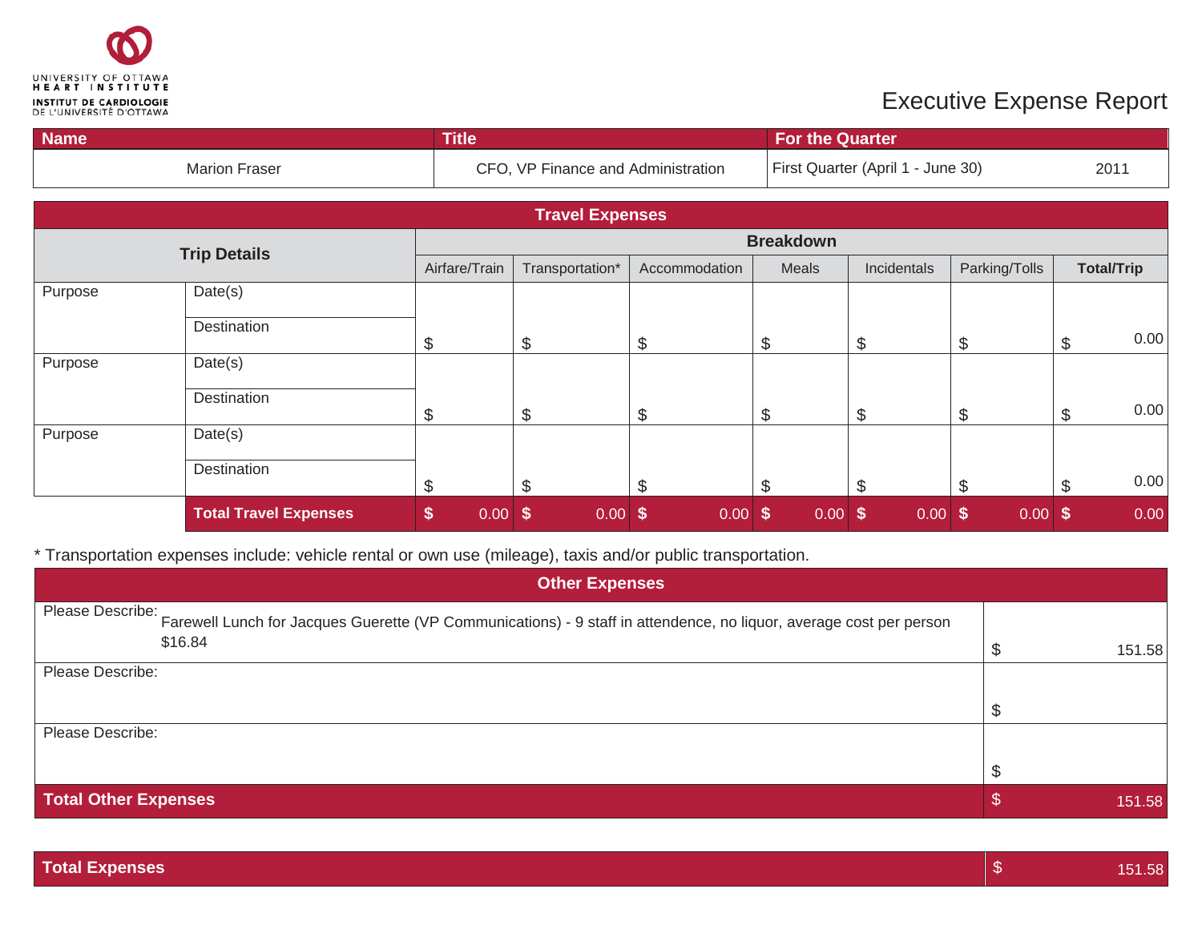UNIVERSITY OF OTTAWA HEART INSTITUTE
INSTITUT DE CARDIOLOGIE DE L'UNIVERSITÉ D'OTTAWA

# Executive Expense Report

| Name | Title | For the Quarter | |
|---|---|---|---|
| Marion Fraser | CFO, VP Finance and Administration | First Quarter (April 1 - June 30) | 2011 |

## Travel Expenses

| Trip Details | | Breakdown | | | | | | |
|---|---|---|---|---|---|---|---|---|
| | | Airfare/Train | Transportation* | Accommodation | Meals | Incidentals | Parking/Tolls | **Total/Trip** |
| Purpose | Date(s) / Destination | $ | $ | $ | $ | $ | $ | $ 0.00 |
| Purpose | Date(s) / Destination | $ | $ | $ | $ | $ | $ | $ 0.00 |
| Purpose | Date(s) / Destination | $ | $ | $ | $ | $ | $ | $ 0.00 |
| | **Total Travel Expenses** | **$** 0.00 | **$** 0.00 | **$** 0.00 | **$** 0.00 | **$** 0.00 | **$** 0.00 | **$** 0.00 |

* Transportation expenses include: vehicle rental or own use (mileage), taxis and/or public transportation.

## Other Expenses

| Description | Amount |
|---|---|
| Please Describe: Farewell Lunch for Jacques Guerette (VP Communications) - 9 staff in attendence, no liquor, average cost per person $16.84 | $ 151.58 |
| Please Describe: | $ |
| Please Describe: | $ |
| **Total Other Expenses** | $ 151.58 |

| **Total Expenses** | $ 151.58 |
|---|---|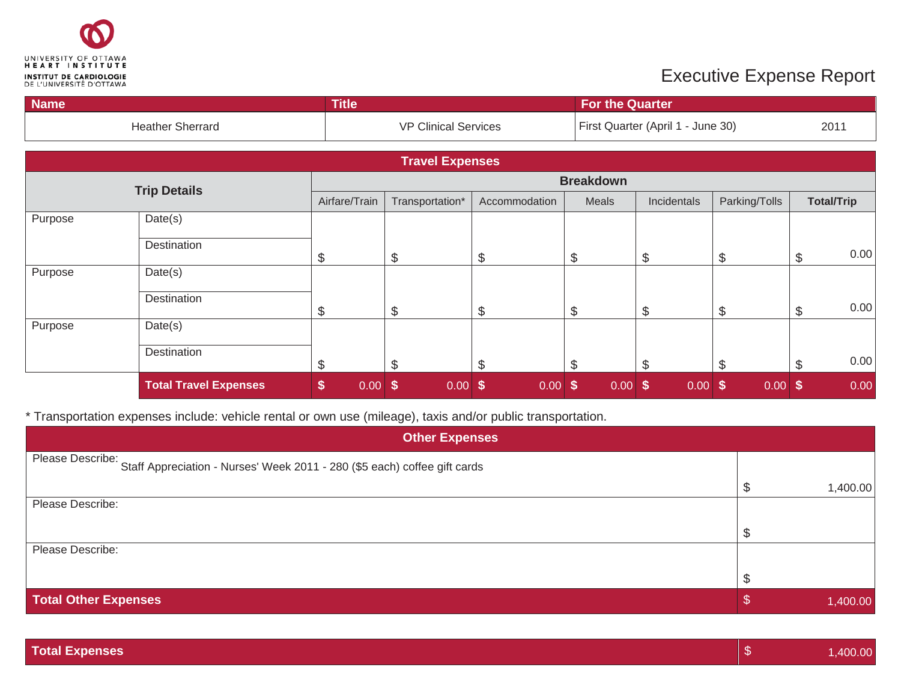UNIVERSITY OF OTTAWA
HEART INSTITUTE
INSTITUT DE CARDIOLOGIE
DE L'UNIVERSITÉ D'OTTAWA

# Executive Expense Report

| Name | Title | For the Quarter | |
|---|---|---|---|
| Heather Sherrard | VP Clinical Services | First Quarter (April 1 - June 30) | 2011 |

## Travel Expenses

| Trip Details | | Breakdown | | | | | | |
|---|---|---|---|---|---|---|---|---|
| | | Airfare/Train | Transportation* | Accommodation | Meals | Incidentals | Parking/Tolls | Total/Trip |
| Purpose | Date(s) / Destination | $ | $ | $ | $ | $ | $ | $ 0.00 |
| Purpose | Date(s) / Destination | $ | $ | $ | $ | $ | $ | $ 0.00 |
| Purpose | Date(s) / Destination | $ | $ | $ | $ | $ | $ | $ 0.00 |
| | **Total Travel Expenses** | **$** 0.00 | **$** 0.00 | **$** 0.00 | **$** 0.00 | **$** 0.00 | **$** 0.00 | **$** 0.00 |

* Transportation expenses include: vehicle rental or own use (mileage), taxis and/or public transportation.

## Other Expenses

| Other Expenses | |
|---|---|
| Please Describe: Staff Appreciation - Nurses' Week 2011 - 280 ($5 each) coffee gift cards | $ 1,400.00 |
| Please Describe: | $ |
| Please Describe: | $ |
| **Total Other Expenses** | $ 1,400.00 |

| **Total Expenses** | $ 1,400.00 |
|---|---|